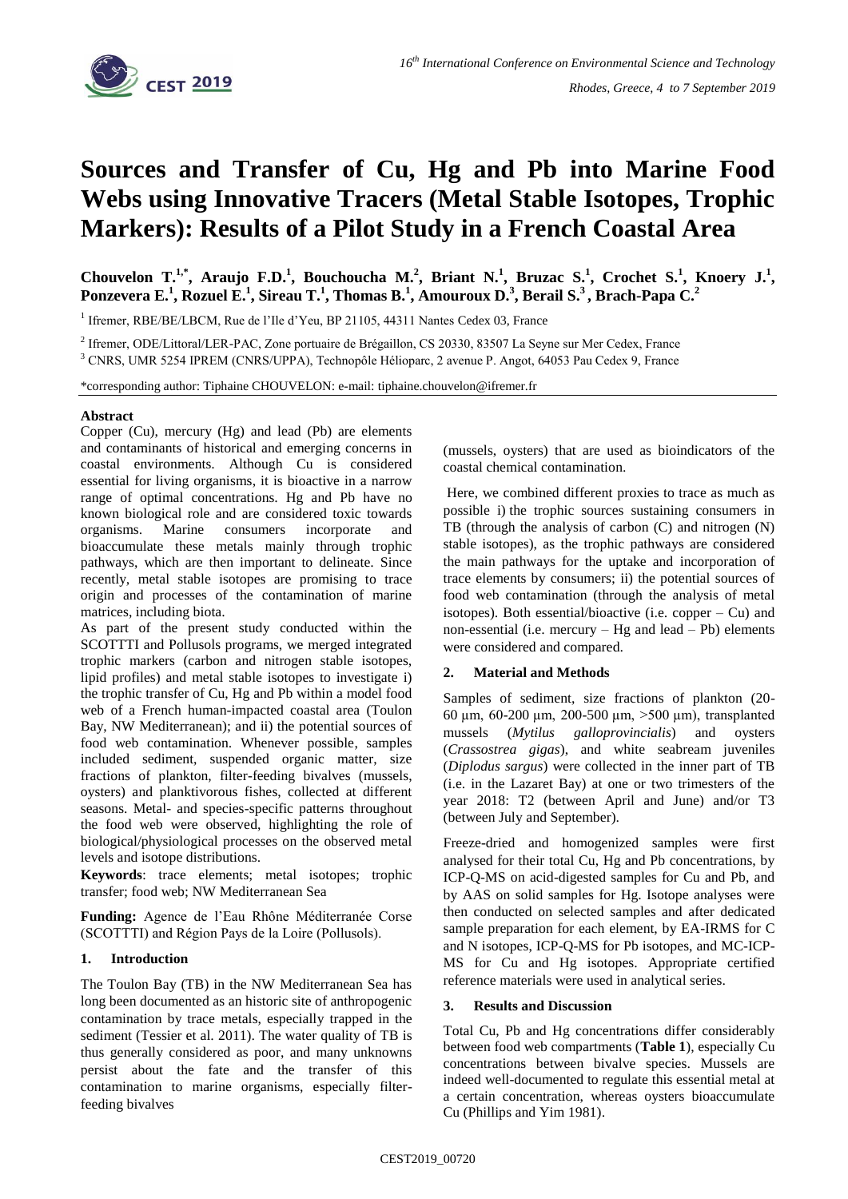# Sources and Transfer of Cu, Hg and Pb into Marine Food Webs using Innovative Tracers (Metal Stable Isotopes, Trophic Markers): Results of a Pilot Study in a French Coastal Area

**Chouvelon T.[1,*], Araujo F.D.[1], Bouchoucha M.[2], Briant N.[1], Bruzac S.[1], Crochet S.[1], Knoery J.[1], Ponzevera E.[1], Rozuel E.[1], Sireau T.[1], Thomas B.[1], Amouroux D.[3], Berail S.[3], Brach-Papa C.[2]**

[1] Ifremer, RBE/BE/LBCM, Rue de l'Ile d'Yeu, BP 21105, 44311 Nantes Cedex 03, France

[2] Ifremer, ODE/Littoral/LER-PAC, Zone portuaire de Brégaillon, CS 20330, 83507 La Seyne sur Mer Cedex, France

[3] CNRS, UMR 5254 IPREM (CNRS/UPPA), Technopôle Hélioparc, 2 avenue P. Angot, 64053 Pau Cedex 9, France

*corresponding author: Tiphaine CHOUVELON: e-mail: tiphaine.chouvelon@ifremer.fr

## Abstract

Copper (Cu), mercury (Hg) and lead (Pb) are elements and contaminants of historical and emerging concerns in coastal environments. Although Cu is considered essential for living organisms, it is bioactive in a narrow range of optimal concentrations. Hg and Pb have no known biological role and are considered toxic towards organisms. Marine consumers incorporate and bioaccumulate these metals mainly through trophic pathways, which are then important to delineate. Since recently, metal stable isotopes are promising to trace origin and processes of the contamination of marine matrices, including biota.

As part of the present study conducted within the SCOTTTI and Pollusols programs, we merged integrated trophic markers (carbon and nitrogen stable isotopes, lipid profiles) and metal stable isotopes to investigate i) the trophic transfer of Cu, Hg and Pb within a model food web of a French human-impacted coastal area (Toulon Bay, NW Mediterranean); and ii) the potential sources of food web contamination. Whenever possible, samples included sediment, suspended organic matter, size fractions of plankton, filter-feeding bivalves (mussels, oysters) and planktivorous fishes, collected at different seasons. Metal- and species-specific patterns throughout the food web were observed, highlighting the role of biological/physiological processes on the observed metal levels and isotope distributions.

**Keywords**: trace elements; metal isotopes; trophic transfer; food web; NW Mediterranean Sea

**Funding:** Agence de l'Eau Rhône Méditerranée Corse (SCOTTTI) and Région Pays de la Loire (Pollusols).

## 1. Introduction

The Toulon Bay (TB) in the NW Mediterranean Sea has long been documented as an historic site of anthropogenic contamination by trace metals, especially trapped in the sediment (Tessier et al. 2011). The water quality of TB is thus generally considered as poor, and many unknowns persist about the fate and the transfer of this contamination to marine organisms, especially filter-feeding bivalves (mussels, oysters) that are used as bioindicators of the coastal chemical contamination.

Here, we combined different proxies to trace as much as possible i) the trophic sources sustaining consumers in TB (through the analysis of carbon (C) and nitrogen (N) stable isotopes), as the trophic pathways are considered the main pathways for the uptake and incorporation of trace elements by consumers; ii) the potential sources of food web contamination (through the analysis of metal isotopes). Both essential/bioactive (i.e. copper – Cu) and non-essential (i.e. mercury – Hg and lead – Pb) elements were considered and compared.

## 2. Material and Methods

Samples of sediment, size fractions of plankton (20-60 µm, 60-200 µm, 200-500 µm, >500 µm), transplanted mussels (*Mytilus galloprovincialis*) and oysters (*Crassostrea gigas*), and white seabream juveniles (*Diplodus sargus*) were collected in the inner part of TB (i.e. in the Lazaret Bay) at one or two trimesters of the year 2018: T2 (between April and June) and/or T3 (between July and September).

Freeze-dried and homogenized samples were first analysed for their total Cu, Hg and Pb concentrations, by ICP-Q-MS on acid-digested samples for Cu and Pb, and by AAS on solid samples for Hg. Isotope analyses were then conducted on selected samples and after dedicated sample preparation for each element, by EA-IRMS for C and N isotopes, ICP-Q-MS for Pb isotopes, and MC-ICP-MS for Cu and Hg isotopes. Appropriate certified reference materials were used in analytical series.

## 3. Results and Discussion

Total Cu, Pb and Hg concentrations differ considerably between food web compartments (**Table 1**), especially Cu concentrations between bivalve species. Mussels are indeed well-documented to regulate this essential metal at a certain concentration, whereas oysters bioaccumulate Cu (Phillips and Yim 1981).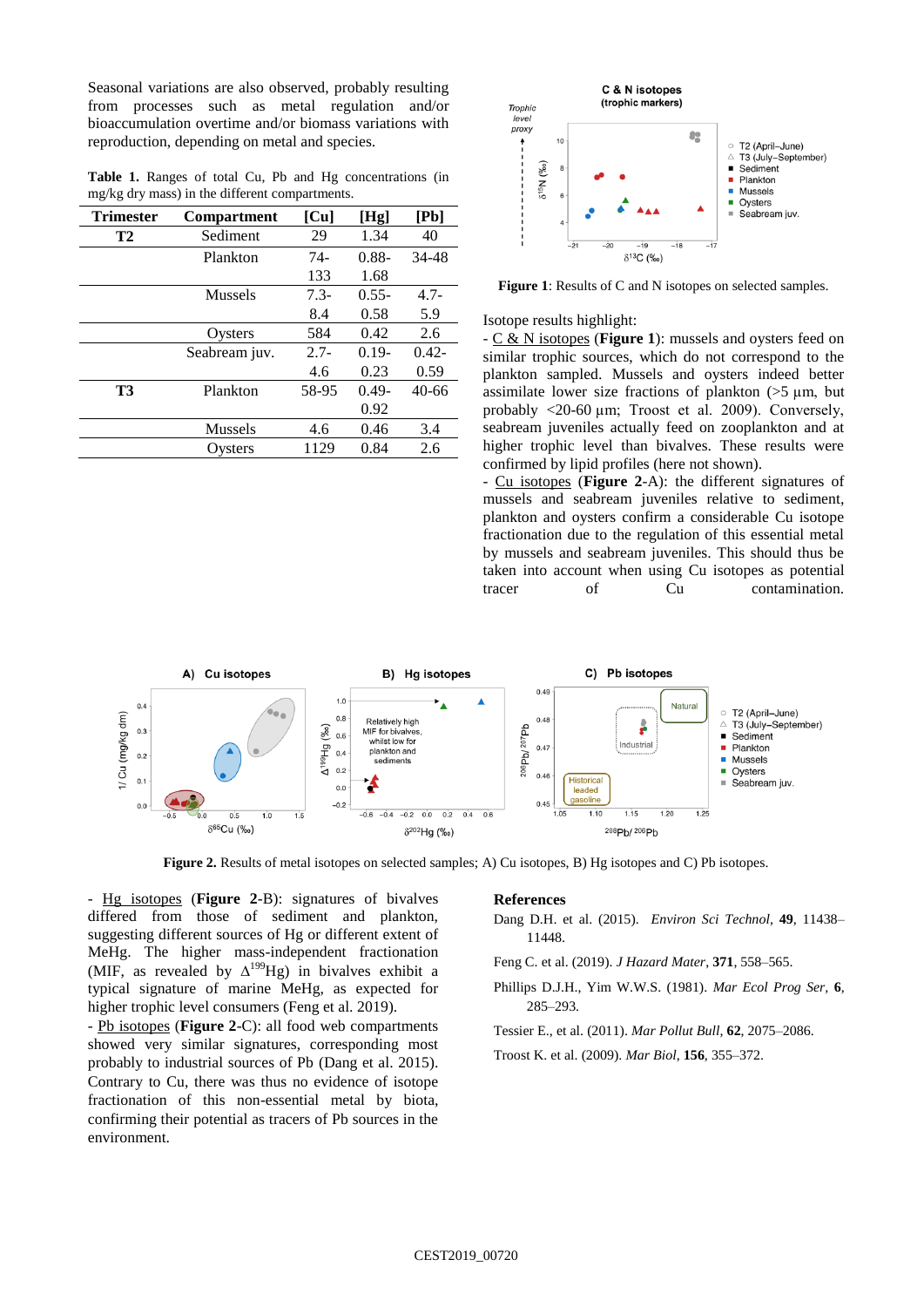Seasonal variations are also observed, probably resulting from processes such as metal regulation and/or bioaccumulation overtime and/or biomass variations with reproduction, depending on metal and species.

**Table 1.** Ranges of total Cu, Pb and Hg concentrations (in mg/kg dry mass) in the different compartments.

| Trimester | Compartment | [Cu] | [Hg] | [Pb] |
|---|---|---|---|---|
| T2 | Sediment | 29 | 1.34 | 40 |
| | Plankton | 74-133 | 0.88-1.68 | 34-48 |
| | Mussels | 7.3-8.4 | 0.55-0.58 | 4.7-5.9 |
| | Oysters | 584 | 0.42 | 2.6 |
| | Seabream juv. | 2.7-4.6 | 0.19-0.23 | 0.42-0.59 |
| T3 | Plankton | 58-95 | 0.49-0.92 | 40-66 |
| | Mussels | 4.6 | 0.46 | 3.4 |
| | Oysters | 1129 | 0.84 | 2.6 |

C & N isotopes
(trophic markers)
Trophic level proxy
$\delta^{15}N$ (‰)
10
8
6
4
−21
−20
−19
−18
−17
$\delta^{13}C$ (‰)
T2 (April–June)
T3 (July–September)
Sediment
Plankton
Mussels
Oysters
Seabream juv.

**Figure 1**: Results of C and N isotopes on selected samples.

Isotope results highlight:

- C & N isotopes (**Figure 1**): mussels and oysters feed on similar trophic sources, which do not correspond to the plankton sampled. Mussels and oysters indeed better assimilate lower size fractions of plankton (>5 µm, but probably <20-60 µm; Troost et al. 2009). Conversely, seabream juveniles actually feed on zooplankton and at higher trophic level than bivalves. These results were confirmed by lipid profiles (here not shown).
- Cu isotopes (**Figure 2**-A): the different signatures of mussels and seabream juveniles relative to sediment, plankton and oysters confirm a considerable Cu isotope fractionation due to the regulation of this essential metal by mussels and seabream juveniles. This should thus be taken into account when using Cu isotopes as potential tracer of Cu contamination.

A) Cu isotopes
1/ Cu (mg/kg dm)
0.4
0.3
0.2
0.1
0.0
−0.5
0.0
0.5
1.0
1.5
$\delta^{65}Cu$ (‰)

B) Hg isotopes
$\Delta^{199}Hg$ (‰)
1.0
0.8
0.6
0.4
0.2
0.0
−0.2
Relatively high MIF for bivalves, whilst low for plankton and sediments
−0.6
−0.4
−0.2
0.0
0.2
0.4
0.6
$\delta^{202}Hg$ (‰)

C) Pb isotopes
$^{206}Pb/^{207}Pb$
0.49
0.48
0.47
0.46
0.45
Natural
Industrial
Historical leaded gasoline
1.05
1.10
1.15
1.20
1.25
$^{208}Pb/^{206}Pb$

T2 (April–June)
T3 (July–September)
Sediment
Plankton
Mussels
Oysters
Seabream juv.

**Figure 2.** Results of metal isotopes on selected samples; A) Cu isotopes, B) Hg isotopes and C) Pb isotopes.

- Hg isotopes (**Figure 2**-B): signatures of bivalves differed from those of sediment and plankton, suggesting different sources of Hg or different extent of MeHg. The higher mass-independent fractionation (MIF, as revealed by $\Delta^{199}Hg$) in bivalves exhibit a typical signature of marine MeHg, as expected for higher trophic level consumers (Feng et al. 2019).
- Pb isotopes (**Figure 2**-C): all food web compartments showed very similar signatures, corresponding most probably to industrial sources of Pb (Dang et al. 2015). Contrary to Cu, there was thus no evidence of isotope fractionation of this non-essential metal by biota, confirming their potential as tracers of Pb sources in the environment.

## References

Dang D.H. et al. (2015). *Environ Sci Technol*, **49**, 11438–11448.

Feng C. et al. (2019). *J Hazard Mater*, **371**, 558–565.

Phillips D.J.H., Yim W.W.S. (1981). *Mar Ecol Prog Ser*, **6**, 285–293.

Tessier E., et al. (2011). *Mar Pollut Bull*, **62**, 2075–2086.

Troost K. et al. (2009). *Mar Biol*, **156**, 355–372.